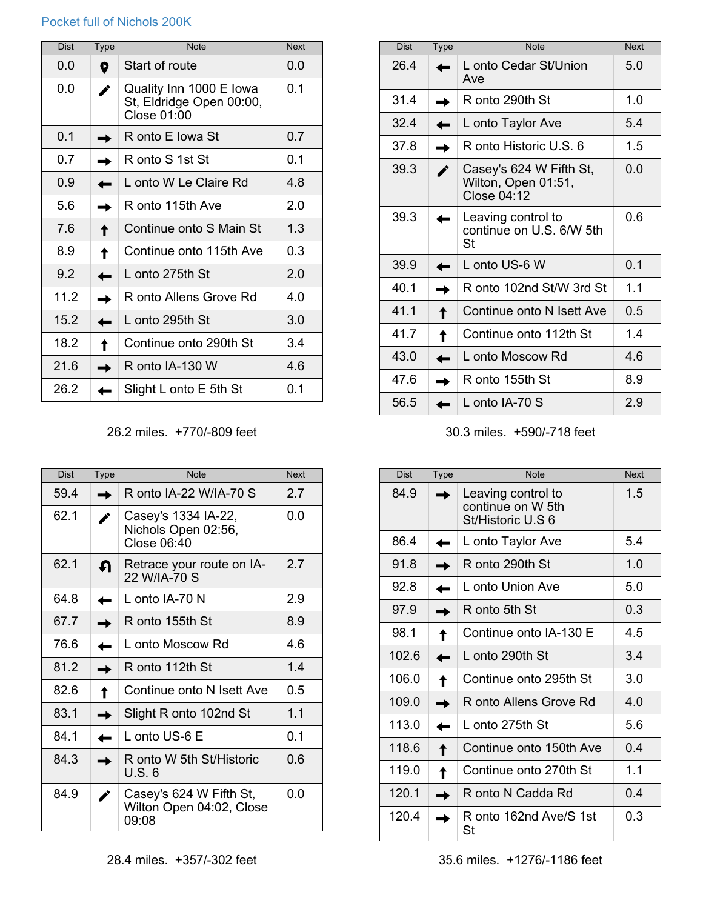Pocket full of Nichols 200K

| Dist | Type | Note | Next |
|---|---|---|---|
| 0.0 | 📍 | Start of route | 0.0 |
| 0.0 | ✏ | Quality Inn 1000 E Iowa St, Eldridge Open 00:00, Close 01:00 | 0.1 |
| 0.1 | → | R onto E Iowa St | 0.7 |
| 0.7 | → | R onto S 1st St | 0.1 |
| 0.9 | ← | L onto W Le Claire Rd | 4.8 |
| 5.6 | → | R onto 115th Ave | 2.0 |
| 7.6 | ↑ | Continue onto S Main St | 1.3 |
| 8.9 | ↑ | Continue onto 115th Ave | 0.3 |
| 9.2 | ← | L onto 275th St | 2.0 |
| 11.2 | → | R onto Allens Grove Rd | 4.0 |
| 15.2 | ← | L onto 295th St | 3.0 |
| 18.2 | ↑ | Continue onto 290th St | 3.4 |
| 21.6 | → | R onto IA-130 W | 4.6 |
| 26.2 | ← | Slight L onto E 5th St | 0.1 |

26.2 miles. +770/-809 feet

| Dist | Type | Note | Next |
|---|---|---|---|
| 26.4 | ← | L onto Cedar St/Union Ave | 5.0 |
| 31.4 | → | R onto 290th St | 1.0 |
| 32.4 | ← | L onto Taylor Ave | 5.4 |
| 37.8 | → | R onto Historic U.S. 6 | 1.5 |
| 39.3 | ✏ | Casey's 624 W Fifth St, Wilton, Open 01:51, Close 04:12 | 0.0 |
| 39.3 | ← | Leaving control to continue on U.S. 6/W 5th St | 0.6 |
| 39.9 | ← | L onto US-6 W | 0.1 |
| 40.1 | → | R onto 102nd St/W 3rd St | 1.1 |
| 41.1 | ↑ | Continue onto N Isett Ave | 0.5 |
| 41.7 | ↑ | Continue onto 112th St | 1.4 |
| 43.0 | ← | L onto Moscow Rd | 4.6 |
| 47.6 | → | R onto 155th St | 8.9 |
| 56.5 | ← | L onto IA-70 S | 2.9 |

30.3 miles. +590/-718 feet

| Dist | Type | Note | Next |
|---|---|---|---|
| 59.4 | → | R onto IA-22 W/IA-70 S | 2.7 |
| 62.1 | ✏ | Casey's 1334 IA-22, Nichols Open 02:56, Close 06:40 | 0.0 |
| 62.1 | ↶ | Retrace your route on IA-22 W/IA-70 S | 2.7 |
| 64.8 | ← | L onto IA-70 N | 2.9 |
| 67.7 | → | R onto 155th St | 8.9 |
| 76.6 | ← | L onto Moscow Rd | 4.6 |
| 81.2 | → | R onto 112th St | 1.4 |
| 82.6 | ↑ | Continue onto N Isett Ave | 0.5 |
| 83.1 | → | Slight R onto 102nd St | 1.1 |
| 84.1 | ← | L onto US-6 E | 0.1 |
| 84.3 | → | R onto W 5th St/Historic U.S. 6 | 0.6 |
| 84.9 | ✏ | Casey's 624 W Fifth St, Wilton Open 04:02, Close 09:08 | 0.0 |

28.4 miles. +357/-302 feet

| Dist | Type | Note | Next |
|---|---|---|---|
| 84.9 | → | Leaving control to continue on W 5th St/Historic U.S 6 | 1.5 |
| 86.4 | ← | L onto Taylor Ave | 5.4 |
| 91.8 | → | R onto 290th St | 1.0 |
| 92.8 | ← | L onto Union Ave | 5.0 |
| 97.9 | → | R onto 5th St | 0.3 |
| 98.1 | ↑ | Continue onto IA-130 E | 4.5 |
| 102.6 | ← | L onto 290th St | 3.4 |
| 106.0 | ↑ | Continue onto 295th St | 3.0 |
| 109.0 | → | R onto Allens Grove Rd | 4.0 |
| 113.0 | ← | L onto 275th St | 5.6 |
| 118.6 | ↑ | Continue onto 150th Ave | 0.4 |
| 119.0 | ↑ | Continue onto 270th St | 1.1 |
| 120.1 | → | R onto N Cadda Rd | 0.4 |
| 120.4 | → | R onto 162nd Ave/S 1st St | 0.3 |

35.6 miles. +1276/-1186 feet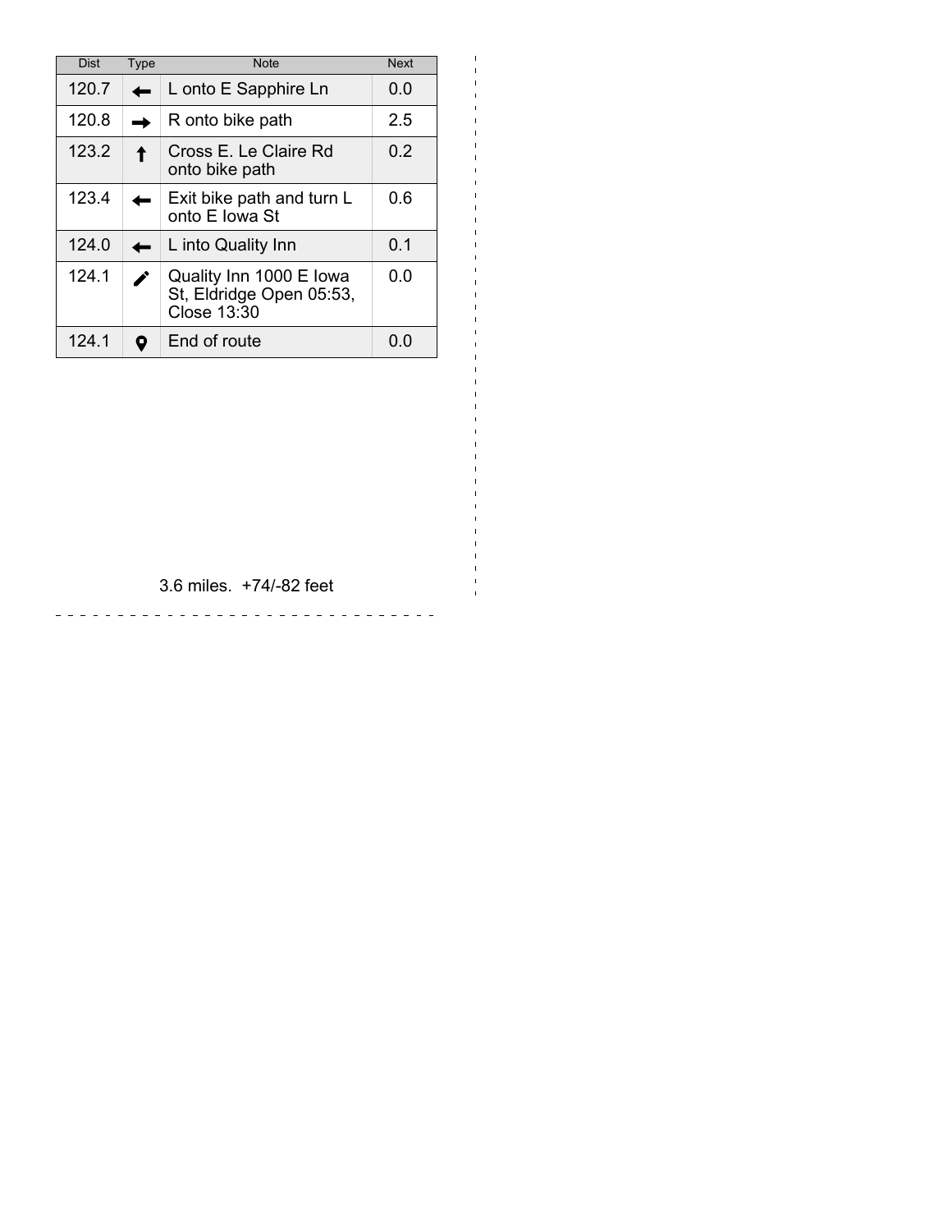| Dist | Type | Note | Next |
|---|---|---|---|
| 120.7 | ← | L onto E Sapphire Ln | 0.0 |
| 120.8 | → | R onto bike path | 2.5 |
| 123.2 | ↑ | Cross E. Le Claire Rd onto bike path | 0.2 |
| 123.4 | ← | Exit bike path and turn L onto E Iowa St | 0.6 |
| 124.0 | ← | L into Quality Inn | 0.1 |
| 124.1 | ✎ | Quality Inn 1000 E Iowa St, Eldridge Open 05:53, Close 13:30 | 0.0 |
| 124.1 | ⚲ | End of route | 0.0 |

3.6 miles. +74/-82 feet